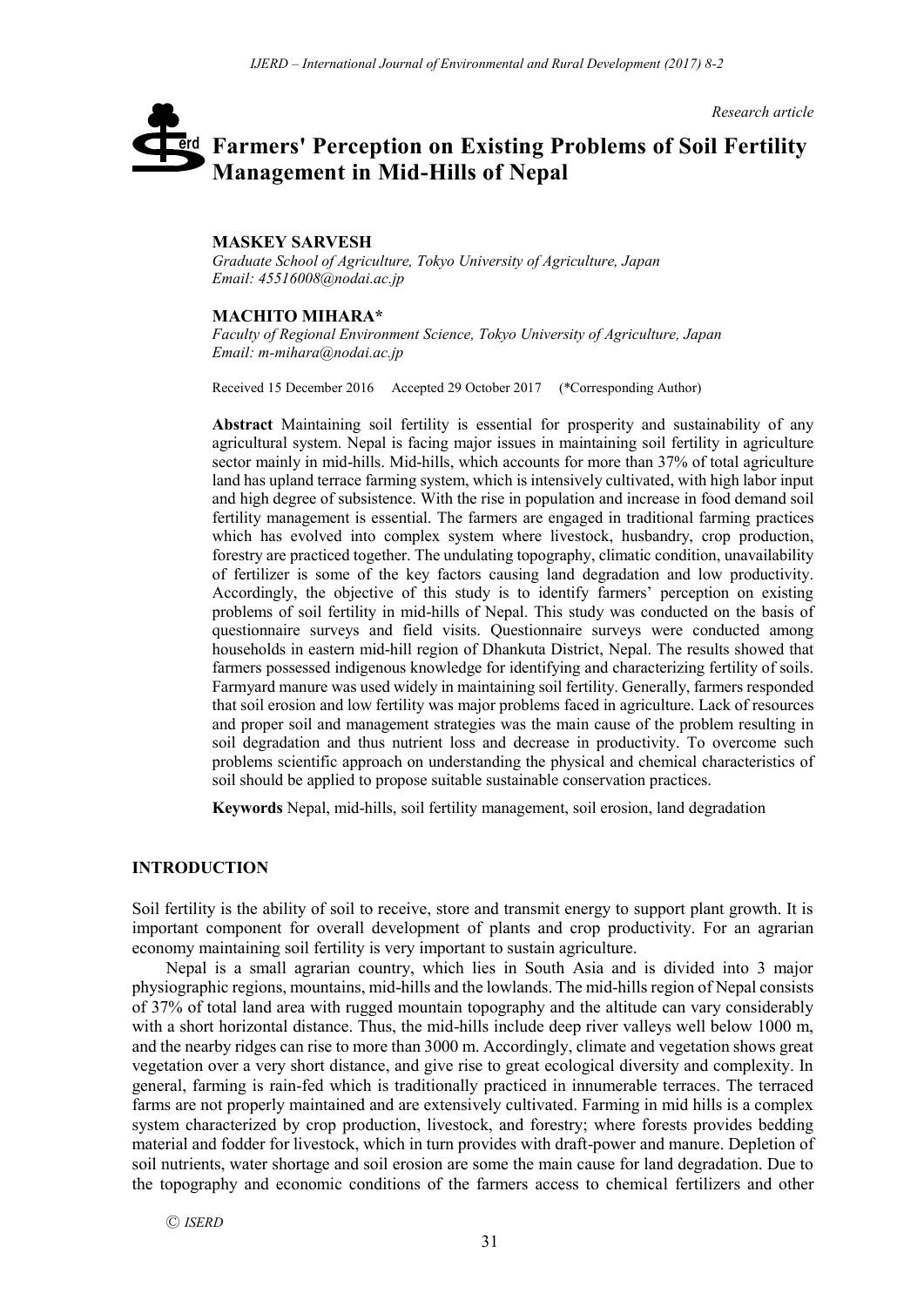*Research article*

# Farmers' Perception on Existing Problems of Soil Fertility Management in Mid-Hills of Nepal

**MASKEY SARVESH**
*Graduate School of Agriculture, Tokyo University of Agriculture, Japan*
*Email: 45516008@nodai.ac.jp*

**MACHITO MIHARA\***
*Faculty of Regional Environment Science, Tokyo University of Agriculture, Japan*
*Email: m-mihara@nodai.ac.jp*

Received 15 December 2016 Accepted 29 October 2017 (\*Corresponding Author)

**Abstract** Maintaining soil fertility is essential for prosperity and sustainability of any agricultural system. Nepal is facing major issues in maintaining soil fertility in agriculture sector mainly in mid-hills. Mid-hills, which accounts for more than 37% of total agriculture land has upland terrace farming system, which is intensively cultivated, with high labor input and high degree of subsistence. With the rise in population and increase in food demand soil fertility management is essential. The farmers are engaged in traditional farming practices which has evolved into complex system where livestock, husbandry, crop production, forestry are practiced together. The undulating topography, climatic condition, unavailability of fertilizer is some of the key factors causing land degradation and low productivity. Accordingly, the objective of this study is to identify farmers' perception on existing problems of soil fertility in mid-hills of Nepal. This study was conducted on the basis of questionnaire surveys and field visits. Questionnaire surveys were conducted among households in eastern mid-hill region of Dhankuta District, Nepal. The results showed that farmers possessed indigenous knowledge for identifying and characterizing fertility of soils. Farmyard manure was used widely in maintaining soil fertility. Generally, farmers responded that soil erosion and low fertility was major problems faced in agriculture. Lack of resources and proper soil and management strategies was the main cause of the problem resulting in soil degradation and thus nutrient loss and decrease in productivity. To overcome such problems scientific approach on understanding the physical and chemical characteristics of soil should be applied to propose suitable sustainable conservation practices.

**Keywords** Nepal, mid-hills, soil fertility management, soil erosion, land degradation

## INTRODUCTION

Soil fertility is the ability of soil to receive, store and transmit energy to support plant growth. It is important component for overall development of plants and crop productivity. For an agrarian economy maintaining soil fertility is very important to sustain agriculture.

Nepal is a small agrarian country, which lies in South Asia and is divided into 3 major physiographic regions, mountains, mid-hills and the lowlands. The mid-hills region of Nepal consists of 37% of total land area with rugged mountain topography and the altitude can vary considerably with a short horizontal distance. Thus, the mid-hills include deep river valleys well below 1000 m, and the nearby ridges can rise to more than 3000 m. Accordingly, climate and vegetation shows great vegetation over a very short distance, and give rise to great ecological diversity and complexity. In general, farming is rain-fed which is traditionally practiced in innumerable terraces. The terraced farms are not properly maintained and are extensively cultivated. Farming in mid hills is a complex system characterized by crop production, livestock, and forestry; where forests provides bedding material and fodder for livestock, which in turn provides with draft-power and manure. Depletion of soil nutrients, water shortage and soil erosion are some the main cause for land degradation. Due to the topography and economic conditions of the farmers access to chemical fertilizers and other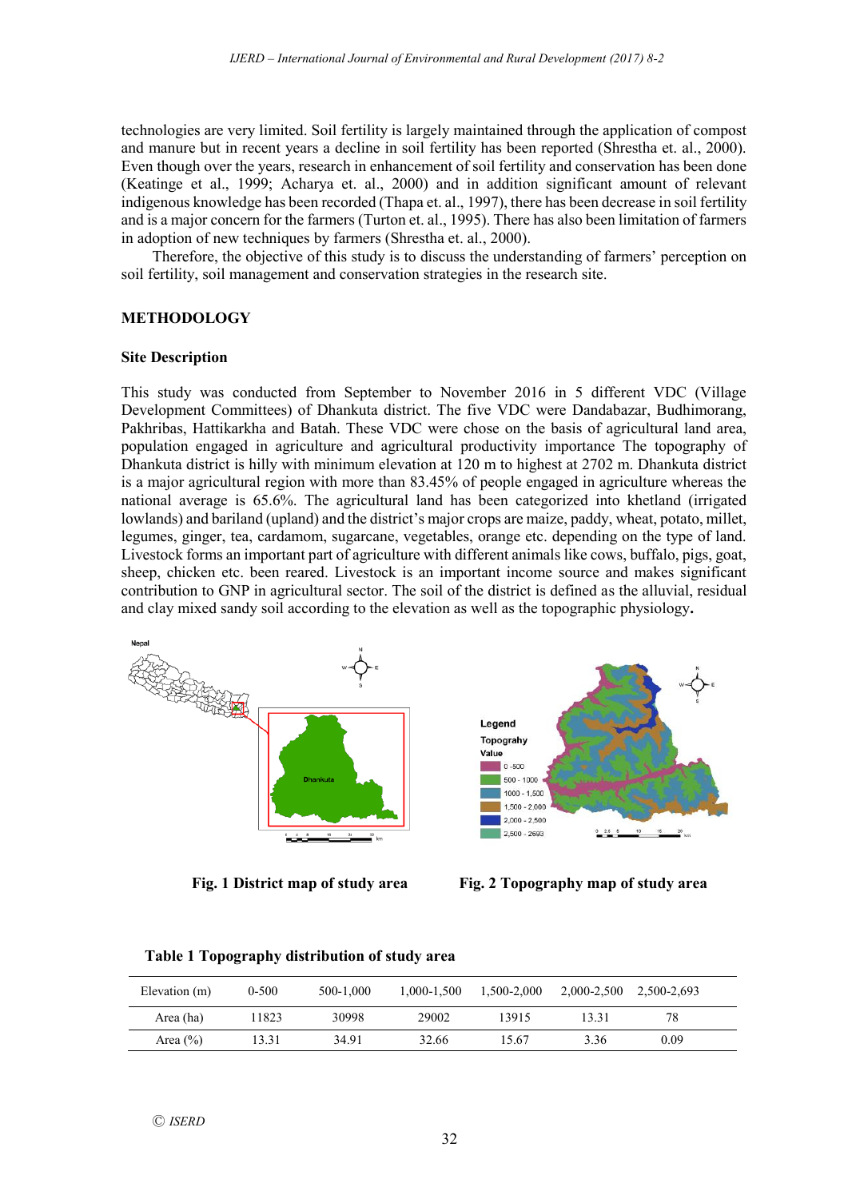technologies are very limited. Soil fertility is largely maintained through the application of compost and manure but in recent years a decline in soil fertility has been reported (Shrestha et. al., 2000). Even though over the years, research in enhancement of soil fertility and conservation has been done (Keatinge et al., 1999; Acharya et. al., 2000) and in addition significant amount of relevant indigenous knowledge has been recorded (Thapa et. al., 1997), there has been decrease in soil fertility and is a major concern for the farmers (Turton et. al., 1995). There has also been limitation of farmers in adoption of new techniques by farmers (Shrestha et. al., 2000).

Therefore, the objective of this study is to discuss the understanding of farmers' perception on soil fertility, soil management and conservation strategies in the research site.

## METHODOLOGY

### Site Description

This study was conducted from September to November 2016 in 5 different VDC (Village Development Committees) of Dhankuta district. The five VDC were Dandabazar, Budhimorang, Pakhribas, Hattikarkha and Batah. These VDC were chose on the basis of agricultural land area, population engaged in agriculture and agricultural productivity importance The topography of Dhankuta district is hilly with minimum elevation at 120 m to highest at 2702 m. Dhankuta district is a major agricultural region with more than 83.45% of people engaged in agriculture whereas the national average is 65.6%. The agricultural land has been categorized into khetland (irrigated lowlands) and bariland (upland) and the district's major crops are maize, paddy, wheat, potato, millet, legumes, ginger, tea, cardamom, sugarcane, vegetables, orange etc. depending on the type of land. Livestock forms an important part of agriculture with different animals like cows, buffalo, pigs, goat, sheep, chicken etc. been reared. Livestock is an important income source and makes significant contribution to GNP in agricultural sector. The soil of the district is defined as the alluvial, residual and clay mixed sandy soil according to the elevation as well as the topographic physiology.

**Fig. 1 District map of study area**

**Fig. 2 Topography map of study area**

**Table 1 Topography distribution of study area**

| Elevation (m) | 0-500 | 500-1,000 | 1,000-1,500 | 1,500-2,000 | 2,000-2,500 | 2,500-2,693 |
|---|---|---|---|---|---|---|
| Area (ha) | 11823 | 30998 | 29002 | 13915 | 13.31 | 78 |
| Area (%) | 13.31 | 34.91 | 32.66 | 15.67 | 3.36 | 0.09 |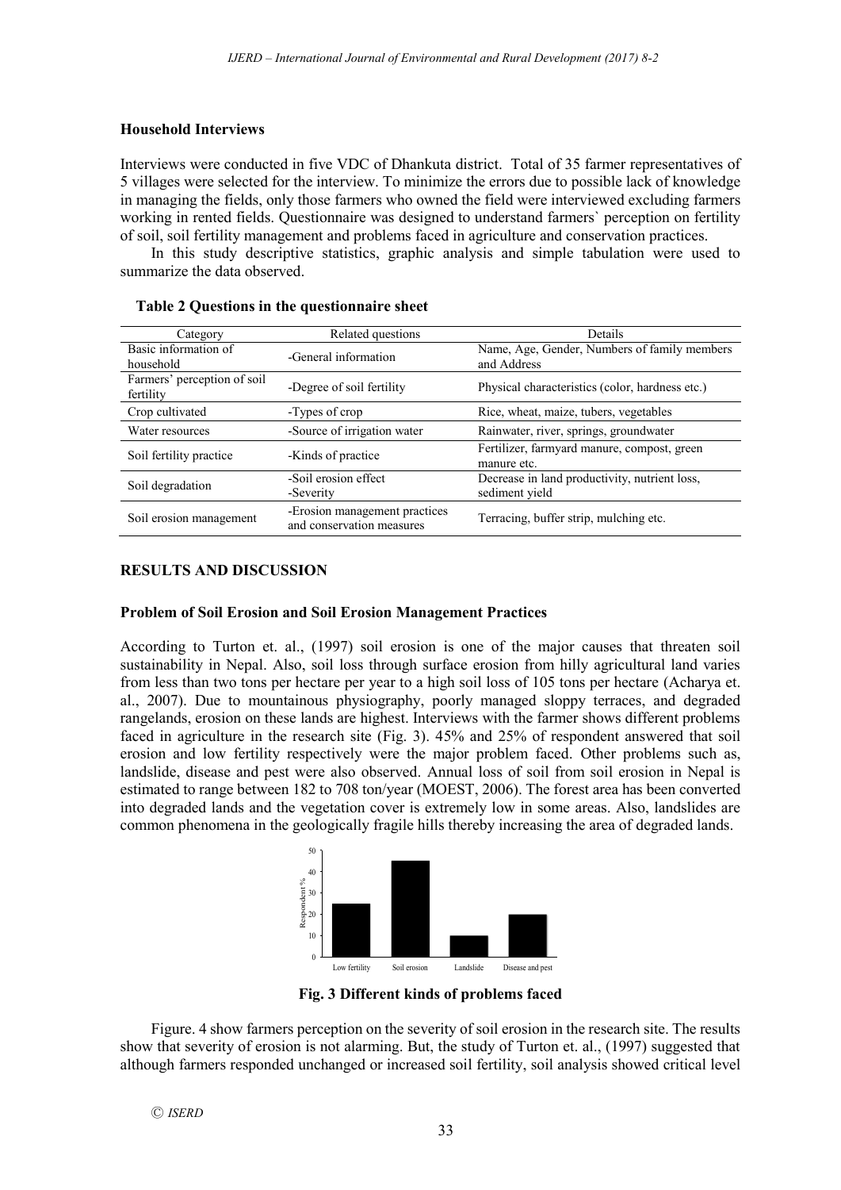### Household Interviews

Interviews were conducted in five VDC of Dhankuta district. Total of 35 farmer representatives of 5 villages were selected for the interview. To minimize the errors due to possible lack of knowledge in managing the fields, only those farmers who owned the field were interviewed excluding farmers working in rented fields. Questionnaire was designed to understand farmers` perception on fertility of soil, soil fertility management and problems faced in agriculture and conservation practices.

In this study descriptive statistics, graphic analysis and simple tabulation were used to summarize the data observed.

**Table 2 Questions in the questionnaire sheet**

| Category | Related questions | Details |
|---|---|---|
| Basic information of household | -General information | Name, Age, Gender, Numbers of family members and Address |
| Farmers' perception of soil fertility | -Degree of soil fertility | Physical characteristics (color, hardness etc.) |
| Crop cultivated | -Types of crop | Rice, wheat, maize, tubers, vegetables |
| Water resources | -Source of irrigation water | Rainwater, river, springs, groundwater |
| Soil fertility practice | -Kinds of practice | Fertilizer, farmyard manure, compost, green manure etc. |
| Soil degradation | -Soil erosion effect<br>-Severity | Decrease in land productivity, nutrient loss, sediment yield |
| Soil erosion management | -Erosion management practices and conservation measures | Terracing, buffer strip, mulching etc. |

## RESULTS AND DISCUSSION

### Problem of Soil Erosion and Soil Erosion Management Practices

According to Turton et. al., (1997) soil erosion is one of the major causes that threaten soil sustainability in Nepal. Also, soil loss through surface erosion from hilly agricultural land varies from less than two tons per hectare per year to a high soil loss of 105 tons per hectare (Acharya et. al., 2007). Due to mountainous physiography, poorly managed sloppy terraces, and degraded rangelands, erosion on these lands are highest. Interviews with the farmer shows different problems faced in agriculture in the research site (Fig. 3). 45% and 25% of respondent answered that soil erosion and low fertility respectively were the major problem faced. Other problems such as, landslide, disease and pest were also observed. Annual loss of soil from soil erosion in Nepal is estimated to range between 182 to 708 ton/year (MOEST, 2006). The forest area has been converted into degraded lands and the vegetation cover is extremely low in some areas. Also, landslides are common phenomena in the geologically fragile hills thereby increasing the area of degraded lands.

**Fig. 3 Different kinds of problems faced**

Figure. 4 show farmers perception on the severity of soil erosion in the research site. The results show that severity of erosion is not alarming. But, the study of Turton et. al., (1997) suggested that although farmers responded unchanged or increased soil fertility, soil analysis showed critical level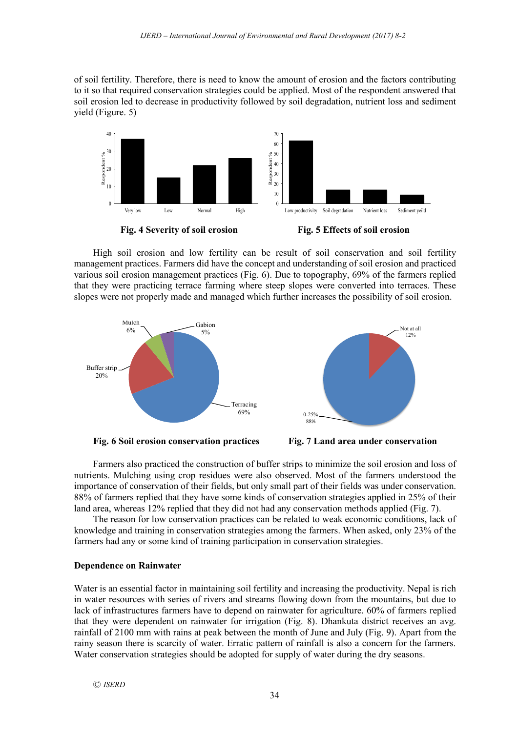of soil fertility. Therefore, there is need to know the amount of erosion and the factors contributing to it so that required conservation strategies could be applied. Most of the respondent answered that soil erosion led to decrease in productivity followed by soil degradation, nutrient loss and sediment yield (Figure. 5)

**Fig. 4 Severity of soil erosion**

**Fig. 5 Effects of soil erosion**

High soil erosion and low fertility can be result of soil conservation and soil fertility management practices. Farmers did have the concept and understanding of soil erosion and practiced various soil erosion management practices (Fig. 6). Due to topography, 69% of the farmers replied that they were practicing terrace farming where steep slopes were converted into terraces. These slopes were not properly made and managed which further increases the possibility of soil erosion.

**Fig. 6 Soil erosion conservation practices**

**Fig. 7 Land area under conservation**

Farmers also practiced the construction of buffer strips to minimize the soil erosion and loss of nutrients. Mulching using crop residues were also observed. Most of the farmers understood the importance of conservation of their fields, but only small part of their fields was under conservation. 88% of farmers replied that they have some kinds of conservation strategies applied in 25% of their land area, whereas 12% replied that they did not had any conservation methods applied (Fig. 7).

The reason for low conservation practices can be related to weak economic conditions, lack of knowledge and training in conservation strategies among the farmers. When asked, only 23% of the farmers had any or some kind of training participation in conservation strategies.

### Dependence on Rainwater

Water is an essential factor in maintaining soil fertility and increasing the productivity. Nepal is rich in water resources with series of rivers and streams flowing down from the mountains, but due to lack of infrastructures farmers have to depend on rainwater for agriculture. 60% of farmers replied that they were dependent on rainwater for irrigation (Fig. 8). Dhankuta district receives an avg. rainfall of 2100 mm with rains at peak between the month of June and July (Fig. 9). Apart from the rainy season there is scarcity of water. Erratic pattern of rainfall is also a concern for the farmers. Water conservation strategies should be adopted for supply of water during the dry seasons.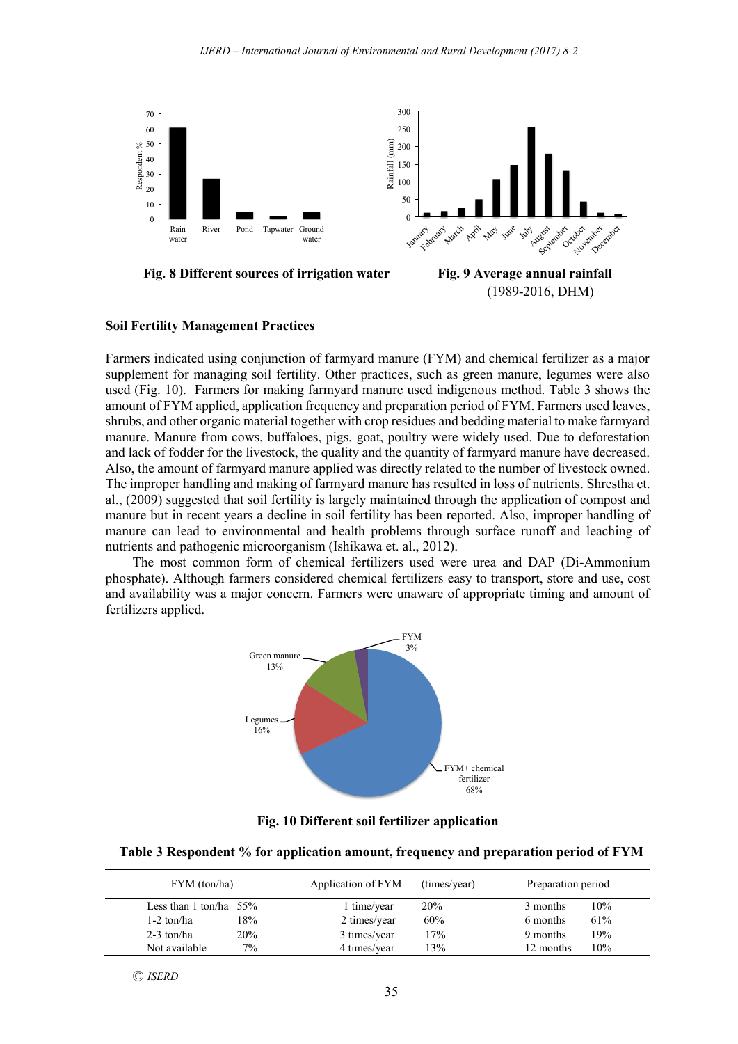**Fig. 8 Different sources of irrigation water**

**Fig. 9 Average annual rainfall** (1989-2016, DHM)

### Soil Fertility Management Practices

Farmers indicated using conjunction of farmyard manure (FYM) and chemical fertilizer as a major supplement for managing soil fertility. Other practices, such as green manure, legumes were also used (Fig. 10). Farmers for making farmyard manure used indigenous method. Table 3 shows the amount of FYM applied, application frequency and preparation period of FYM. Farmers used leaves, shrubs, and other organic material together with crop residues and bedding material to make farmyard manure. Manure from cows, buffaloes, pigs, goat, poultry were widely used. Due to deforestation and lack of fodder for the livestock, the quality and the quantity of farmyard manure have decreased. Also, the amount of farmyard manure applied was directly related to the number of livestock owned. The improper handling and making of farmyard manure has resulted in loss of nutrients. Shrestha et. al., (2009) suggested that soil fertility is largely maintained through the application of compost and manure but in recent years a decline in soil fertility has been reported. Also, improper handling of manure can lead to environmental and health problems through surface runoff and leaching of nutrients and pathogenic microorganism (Ishikawa et. al., 2012).

The most common form of chemical fertilizers used were urea and DAP (Di-Ammonium phosphate). Although farmers considered chemical fertilizers easy to transport, store and use, cost and availability was a major concern. Farmers were unaware of appropriate timing and amount of fertilizers applied.

**Fig. 10 Different soil fertilizer application**

**Table 3 Respondent % for application amount, frequency and preparation period of FYM**

| FYM (ton/ha) | | Application of FYM (times/year) | | Preparation period | |
|---|---|---|---|---|---|
| Less than 1 ton/ha | 55% | 1 time/year | 20% | 3 months | 10% |
| 1-2 ton/ha | 18% | 2 times/year | 60% | 6 months | 61% |
| 2-3 ton/ha | 20% | 3 times/year | 17% | 9 months | 19% |
| Not available | 7% | 4 times/year | 13% | 12 months | 10% |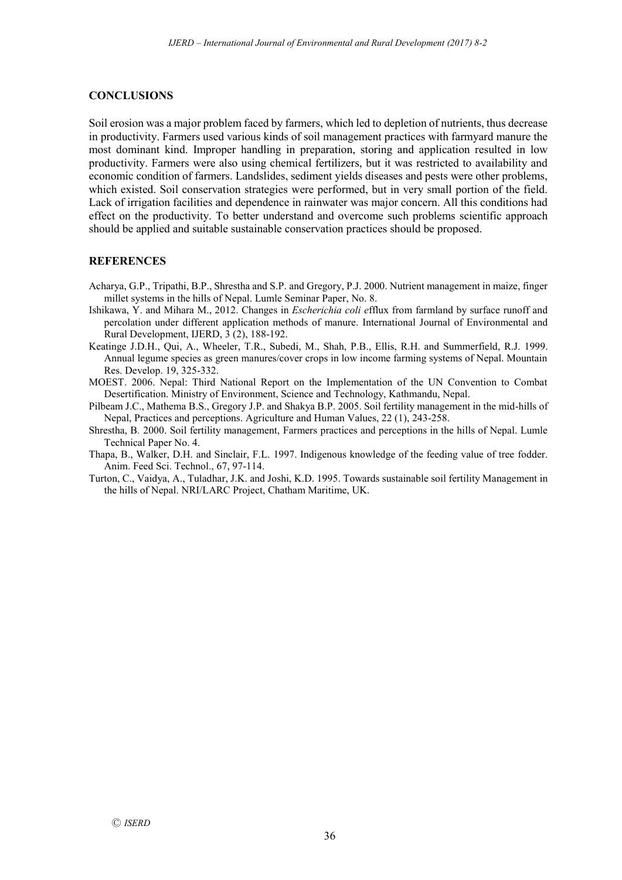## CONCLUSIONS

Soil erosion was a major problem faced by farmers, which led to depletion of nutrients, thus decrease in productivity. Farmers used various kinds of soil management practices with farmyard manure the most dominant kind. Improper handling in preparation, storing and application resulted in low productivity. Farmers were also using chemical fertilizers, but it was restricted to availability and economic condition of farmers. Landslides, sediment yields diseases and pests were other problems, which existed. Soil conservation strategies were performed, but in very small portion of the field. Lack of irrigation facilities and dependence in rainwater was major concern. All this conditions had effect on the productivity. To better understand and overcome such problems scientific approach should be applied and suitable sustainable conservation practices should be proposed.

## REFERENCES

Acharya, G.P., Tripathi, B.P., Shrestha and S.P. and Gregory, P.J. 2000. Nutrient management in maize, finger millet systems in the hills of Nepal. Lumle Seminar Paper, No. 8.

Ishikawa, Y. and Mihara M., 2012. Changes in *Escherichia coli e*fflux from farmland by surface runoff and percolation under different application methods of manure. International Journal of Environmental and Rural Development, IJERD, 3 (2), 188-192.

Keatinge J.D.H., Qui, A., Wheeler, T.R., Subedi, M., Shah, P.B., Ellis, R.H. and Summerfield, R.J. 1999. Annual legume species as green manures/cover crops in low income farming systems of Nepal. Mountain Res. Develop. 19, 325-332.

MOEST. 2006. Nepal: Third National Report on the Implementation of the UN Convention to Combat Desertification. Ministry of Environment, Science and Technology, Kathmandu, Nepal.

Pilbeam J.C., Mathema B.S., Gregory J.P. and Shakya B.P. 2005. Soil fertility management in the mid-hills of Nepal, Practices and perceptions. Agriculture and Human Values, 22 (1), 243-258.

Shrestha, B. 2000. Soil fertility management, Farmers practices and perceptions in the hills of Nepal. Lumle Technical Paper No. 4.

Thapa, B., Walker, D.H. and Sinclair, F.L. 1997. Indigenous knowledge of the feeding value of tree fodder. Anim. Feed Sci. Technol., 67, 97-114.

Turton, C., Vaidya, A., Tuladhar, J.K. and Joshi, K.D. 1995. Towards sustainable soil fertility Management in the hills of Nepal. NRI/LARC Project, Chatham Maritime, UK.